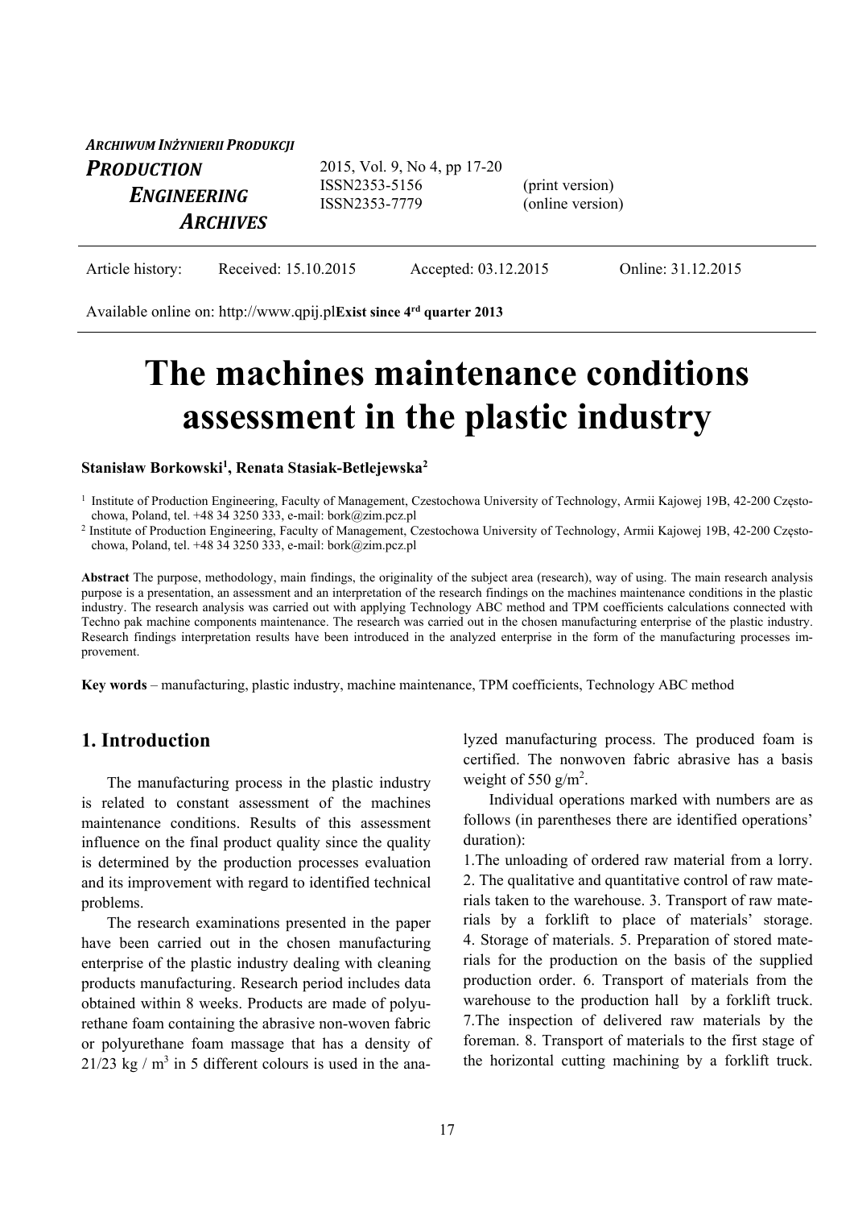*ARCHIWUM INŻYNIERII PRODUKCJI*

***PRODUCTION ENGINEERING ARCHIVES***

2015, Vol. 9, No 4, pp 17-20
ISSN2353-5156 (print version)
ISSN2353-7779 (online version)

Article history: Received: 15.10.2015 Accepted: 03.12.2015 Online: 31.12.2015

Available online on: http://www.qpij.pl**Exist since 4rd quarter 2013**

# The machines maintenance conditions assessment in the plastic industry

**Stanisław Borkowski[1], Renata Stasiak-Betlejewska[2]**

[1] Institute of Production Engineering, Faculty of Management, Czestochowa University of Technology, Armii Kajowej 19B, 42-200 Częstochowa, Poland, tel. +48 34 3250 333, e-mail: bork@zim.pcz.pl

[2] Institute of Production Engineering, Faculty of Management, Czestochowa University of Technology, Armii Kajowej 19B, 42-200 Częstochowa, Poland, tel. +48 34 3250 333, e-mail: bork@zim.pcz.pl

**Abstract** The purpose, methodology, main findings, the originality of the subject area (research), way of using. The main research analysis purpose is a presentation, an assessment and an interpretation of the research findings on the machines maintenance conditions in the plastic industry. The research analysis was carried out with applying Technology ABC method and TPM coefficients calculations connected with Techno pak machine components maintenance. The research was carried out in the chosen manufacturing enterprise of the plastic industry. Research findings interpretation results have been introduced in the analyzed enterprise in the form of the manufacturing processes improvement.

**Key words** – manufacturing, plastic industry, machine maintenance, TPM coefficients, Technology ABC method

## 1. Introduction

The manufacturing process in the plastic industry is related to constant assessment of the machines maintenance conditions. Results of this assessment influence on the final product quality since the quality is determined by the production processes evaluation and its improvement with regard to identified technical problems.

The research examinations presented in the paper have been carried out in the chosen manufacturing enterprise of the plastic industry dealing with cleaning products manufacturing. Research period includes data obtained within 8 weeks. Products are made of polyurethane foam containing the abrasive non-woven fabric or polyurethane foam massage that has a density of 21/23 kg / $m^3$ in 5 different colours is used in the analyzed manufacturing process. The produced foam is certified. The nonwoven fabric abrasive has a basis weight of 550 g/$m^2$.

Individual operations marked with numbers are as follows (in parentheses there are identified operations' duration):

1.The unloading of ordered raw material from a lorry. 2. The qualitative and quantitative control of raw materials taken to the warehouse. 3. Transport of raw materials by a forklift to place of materials' storage. 4. Storage of materials. 5. Preparation of stored materials for the production on the basis of the supplied production order. 6. Transport of materials from the warehouse to the production hall by a forklift truck. 7.The inspection of delivered raw materials by the foreman. 8. Transport of materials to the first stage of the horizontal cutting machining by a forklift truck.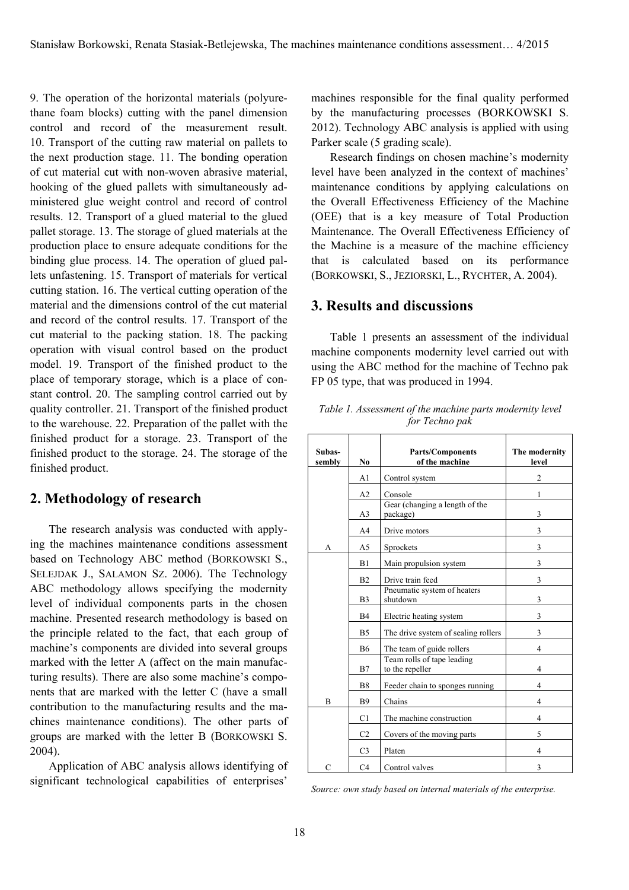9. The operation of the horizontal materials (polyurethane foam blocks) cutting with the panel dimension control and record of the measurement result. 10. Transport of the cutting raw material on pallets to the next production stage. 11. The bonding operation of cut material cut with non-woven abrasive material, hooking of the glued pallets with simultaneously administered glue weight control and record of control results. 12. Transport of a glued material to the glued pallet storage. 13. The storage of glued materials at the production place to ensure adequate conditions for the binding glue process. 14. The operation of glued pallets unfastening. 15. Transport of materials for vertical cutting station. 16. The vertical cutting operation of the material and the dimensions control of the cut material and record of the control results. 17. Transport of the cut material to the packing station. 18. The packing operation with visual control based on the product model. 19. Transport of the finished product to the place of temporary storage, which is a place of constant control. 20. The sampling control carried out by quality controller. 21. Transport of the finished product to the warehouse. 22. Preparation of the pallet with the finished product for a storage. 23. Transport of the finished product to the storage. 24. The storage of the finished product.

## 2. Methodology of research

The research analysis was conducted with applying the machines maintenance conditions assessment based on Technology ABC method (BORKOWSKI S., SELEJDAK J., SALAMON SZ. 2006). The Technology ABC methodology allows specifying the modernity level of individual components parts in the chosen machine. Presented research methodology is based on the principle related to the fact, that each group of machine's components are divided into several groups marked with the letter A (affect on the main manufacturing results). There are also some machine's components that are marked with the letter C (have a small contribution to the manufacturing results and the machines maintenance conditions). The other parts of groups are marked with the letter B (BORKOWSKI S. 2004).

Application of ABC analysis allows identifying of significant technological capabilities of enterprises' machines responsible for the final quality performed by the manufacturing processes (BORKOWSKI S. 2012). Technology ABC analysis is applied with using Parker scale (5 grading scale).

Research findings on chosen machine's modernity level have been analyzed in the context of machines' maintenance conditions by applying calculations on the Overall Effectiveness Efficiency of the Machine (OEE) that is a key measure of Total Production Maintenance. The Overall Effectiveness Efficiency of the Machine is a measure of the machine efficiency that is calculated based on its performance (BORKOWSKI, S., JEZIORSKI, L., RYCHTER, A. 2004).

## 3. Results and discussions

Table 1 presents an assessment of the individual machine components modernity level carried out with using the ABC method for the machine of Techno pak FP 05 type, that was produced in 1994.

*Table 1. Assessment of the machine parts modernity level for Techno pak*

| Subassembly | No | Parts/Components of the machine | The modernity level |
|---|---|---|---|
| A | A1 | Control system | 2 |
| | A2 | Console | 1 |
| | A3 | Gear (changing a length of the package) | 3 |
| | A4 | Drive motors | 3 |
| | A5 | Sprockets | 3 |
| B | B1 | Main propulsion system | 3 |
| | B2 | Drive train feed | 3 |
| | B3 | Pneumatic system of heaters shutdown | 3 |
| | B4 | Electric heating system | 3 |
| | B5 | The drive system of sealing rollers | 3 |
| | B6 | The team of guide rollers | 4 |
| | B7 | Team rolls of tape leading to the repeller | 4 |
| | B8 | Feeder chain to sponges running | 4 |
| | B9 | Chains | 4 |
| C | C1 | The machine construction | 4 |
| | C2 | Covers of the moving parts | 5 |
| | C3 | Platen | 4 |
| | C4 | Control valves | 3 |

*Source: own study based on internal materials of the enterprise.*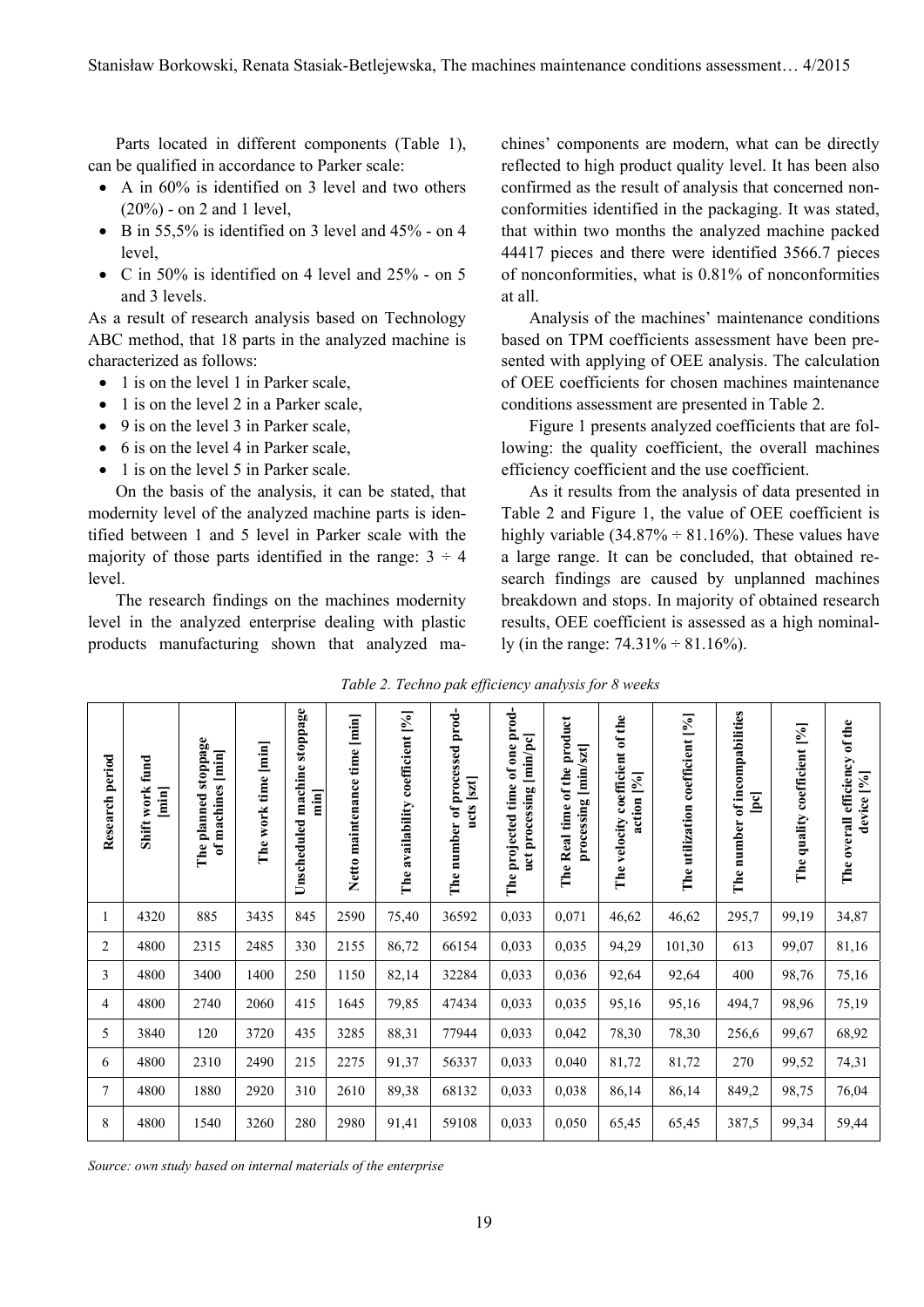Parts located in different components (Table 1), can be qualified in accordance to Parker scale:

- A in 60% is identified on 3 level and two others (20%) - on 2 and 1 level,
- B in 55,5% is identified on 3 level and 45% - on 4 level,
- C in 50% is identified on 4 level and 25% - on 5 and 3 levels.

As a result of research analysis based on Technology ABC method, that 18 parts in the analyzed machine is characterized as follows:

- 1 is on the level 1 in Parker scale,
- 1 is on the level 2 in a Parker scale,
- 9 is on the level 3 in Parker scale,
- 6 is on the level 4 in Parker scale,
- 1 is on the level 5 in Parker scale.

On the basis of the analysis, it can be stated, that modernity level of the analyzed machine parts is identified between 1 and 5 level in Parker scale with the majority of those parts identified in the range: 3 ÷ 4 level.

The research findings on the machines modernity level in the analyzed enterprise dealing with plastic products manufacturing shown that analyzed machines' components are modern, what can be directly reflected to high product quality level. It has been also confirmed as the result of analysis that concerned nonconformities identified in the packaging. It was stated, that within two months the analyzed machine packed 44417 pieces and there were identified 3566.7 pieces of nonconformities, what is 0.81% of nonconformities at all.

Analysis of the machines' maintenance conditions based on TPM coefficients assessment have been presented with applying of OEE analysis. The calculation of OEE coefficients for chosen machines maintenance conditions assessment are presented in Table 2.

Figure 1 presents analyzed coefficients that are following: the quality coefficient, the overall machines efficiency coefficient and the use coefficient.

As it results from the analysis of data presented in Table 2 and Figure 1, the value of OEE coefficient is highly variable (34.87% ÷ 81.16%). These values have a large range. It can be concluded, that obtained research findings are caused by unplanned machines breakdown and stops. In majority of obtained research results, OEE coefficient is assessed as a high nominally (in the range: 74.31% ÷ 81.16%).

*Table 2. Techno pak efficiency analysis for 8 weeks*

| Research period | Shift work fund [min] | The planned stoppage of machines [min] | The work time [min] | Unscheduled machine stoppage min] | Netto maintenance time [min] | The availability coefficient [%] | The number of processed products [szt] | The projected time of one product processing [min/pc] | The Real time of the product processing [min/szt] | The velocity coefficient of the action [%] | The utilization coefficient [%] | The number of incompabilities [pc] | The quality coefficient [%] | The overall efficiency of the device [%] |
|---|---|---|---|---|---|---|---|---|---|---|---|---|---|---|
| 1 | 4320 | 885 | 3435 | 845 | 2590 | 75,40 | 36592 | 0,033 | 0,071 | 46,62 | 46,62 | 295,7 | 99,19 | 34,87 |
| 2 | 4800 | 2315 | 2485 | 330 | 2155 | 86,72 | 66154 | 0,033 | 0,035 | 94,29 | 101,30 | 613 | 99,07 | 81,16 |
| 3 | 4800 | 3400 | 1400 | 250 | 1150 | 82,14 | 32284 | 0,033 | 0,036 | 92,64 | 92,64 | 400 | 98,76 | 75,16 |
| 4 | 4800 | 2740 | 2060 | 415 | 1645 | 79,85 | 47434 | 0,033 | 0,035 | 95,16 | 95,16 | 494,7 | 98,96 | 75,19 |
| 5 | 3840 | 120 | 3720 | 435 | 3285 | 88,31 | 77944 | 0,033 | 0,042 | 78,30 | 78,30 | 256,6 | 99,67 | 68,92 |
| 6 | 4800 | 2310 | 2490 | 215 | 2275 | 91,37 | 56337 | 0,033 | 0,040 | 81,72 | 81,72 | 270 | 99,52 | 74,31 |
| 7 | 4800 | 1880 | 2920 | 310 | 2610 | 89,38 | 68132 | 0,033 | 0,038 | 86,14 | 86,14 | 849,2 | 98,75 | 76,04 |
| 8 | 4800 | 1540 | 3260 | 280 | 2980 | 91,41 | 59108 | 0,033 | 0,050 | 65,45 | 65,45 | 387,5 | 99,34 | 59,44 |

*Source: own study based on internal materials of the enterprise*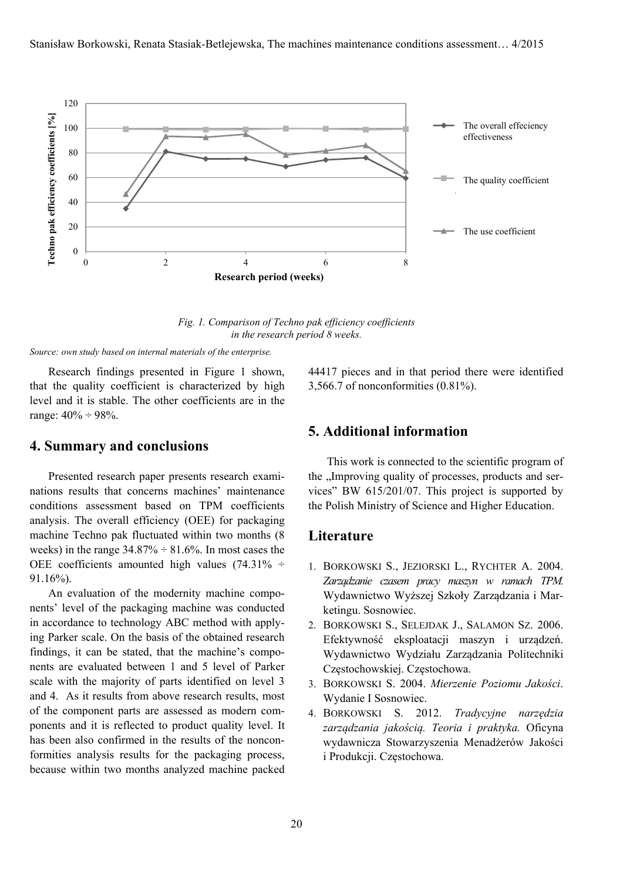120
100
80
60
40
20
0

Techno pak efficiency coefficients [%]

0
2
4
6
8

Research period (weeks)

The overall effeciency effectiveness

The quality coefficient

The use coefficient

*Fig. 1. Comparison of Techno pak efficiency coefficients in the research period 8 weeks.*

*Source: own study based on internal materials of the enterprise.*

Research findings presented in Figure 1 shown, that the quality coefficient is characterized by high level and it is stable. The other coefficients are in the range: 40% ÷ 98%.

## 4. Summary and conclusions

Presented research paper presents research examinations results that concerns machines' maintenance conditions assessment based on TPM coefficients analysis. The overall efficiency (OEE) for packaging machine Techno pak fluctuated within two months (8 weeks) in the range 34.87% ÷ 81.6%. In most cases the OEE coefficients amounted high values (74.31% ÷ 91.16%).

An evaluation of the modernity machine components' level of the packaging machine was conducted in accordance to technology ABC method with applying Parker scale. On the basis of the obtained research findings, it can be stated, that the machine's components are evaluated between 1 and 5 level of Parker scale with the majority of parts identified on level 3 and 4. As it results from above research results, most of the component parts are assessed as modern components and it is reflected to product quality level. It has been also confirmed in the results of the nonconformities analysis results for the packaging process, because within two months analyzed machine packed 44417 pieces and in that period there were identified 3,566.7 of nonconformities (0.81%).

## 5. Additional information

This work is connected to the scientific program of the „Improving quality of processes, products and services" BW 615/201/07. This project is supported by the Polish Ministry of Science and Higher Education.

## Literature

1. BORKOWSKI S., JEZIORSKI L., RYCHTER A. 2004. *Zarządzanie czasem pracy maszyn w ramach TPM.* Wydawnictwo Wyższej Szkoły Zarządzania i Marketingu. Sosnowiec.
2. BORKOWSKI S., SELEJDAK J., SALAMON SZ. 2006. Efektywność eksploatacji maszyn i urządzeń. Wydawnictwo Wydziału Zarządzania Politechniki Częstochowskiej. Częstochowa.
3. BORKOWSKI S. 2004. *Mierzenie Poziomu Jakości*. Wydanie I Sosnowiec.
4. BORKOWSKI S. 2012. *Tradycyjne narzędzia zarządzania jakością. Teoria i praktyka.* Oficyna wydawnicza Stowarzyszenia Menadżerów Jakości i Produkcji. Częstochowa.